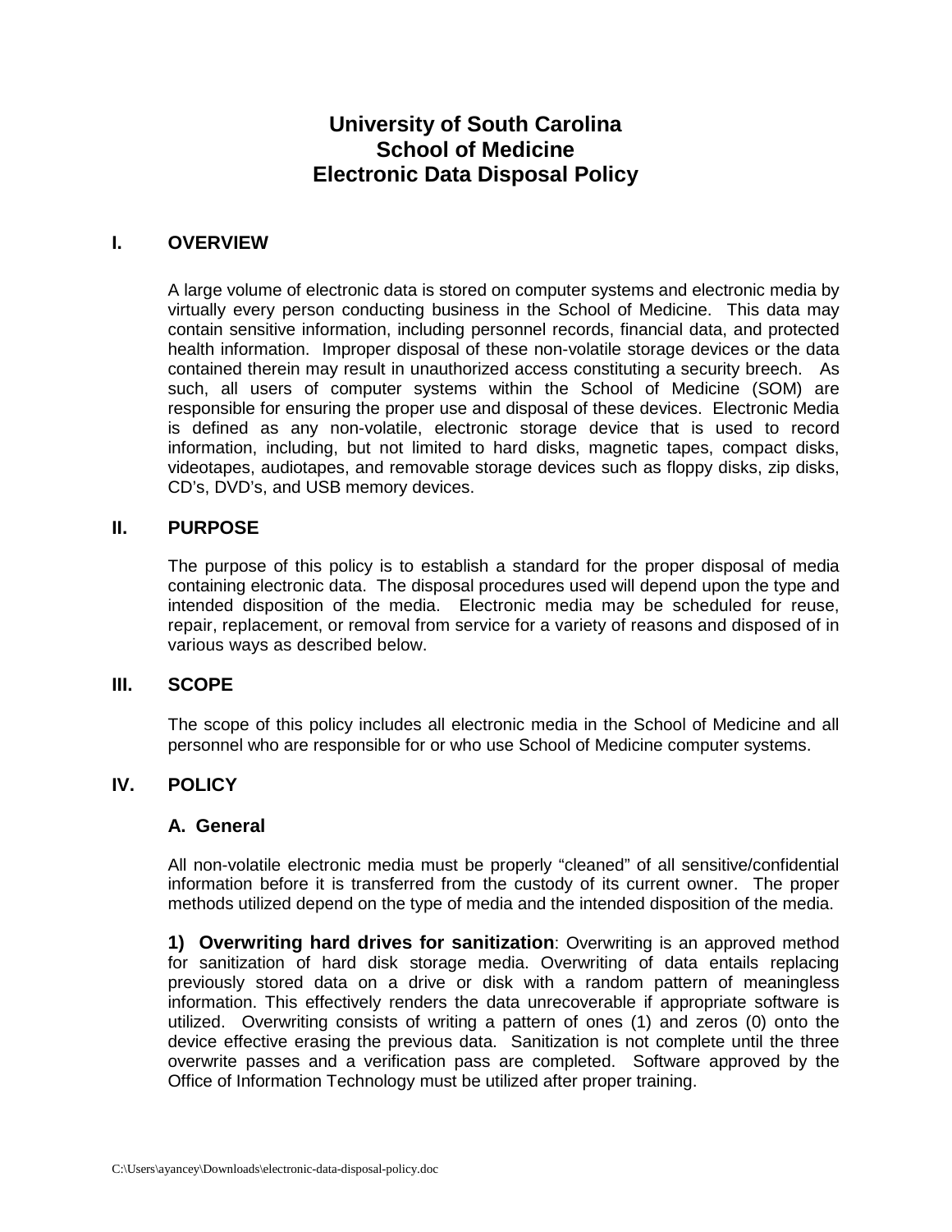# University of South Carolina
# School of Medicine
# Electronic Data Disposal Policy

## I. OVERVIEW

A large volume of electronic data is stored on computer systems and electronic media by virtually every person conducting business in the School of Medicine. This data may contain sensitive information, including personnel records, financial data, and protected health information. Improper disposal of these non-volatile storage devices or the data contained therein may result in unauthorized access constituting a security breech. As such, all users of computer systems within the School of Medicine (SOM) are responsible for ensuring the proper use and disposal of these devices. Electronic Media is defined as any non-volatile, electronic storage device that is used to record information, including, but not limited to hard disks, magnetic tapes, compact disks, videotapes, audiotapes, and removable storage devices such as floppy disks, zip disks, CD's, DVD's, and USB memory devices.

## II. PURPOSE

The purpose of this policy is to establish a standard for the proper disposal of media containing electronic data. The disposal procedures used will depend upon the type and intended disposition of the media. Electronic media may be scheduled for reuse, repair, replacement, or removal from service for a variety of reasons and disposed of in various ways as described below.

## III. SCOPE

The scope of this policy includes all electronic media in the School of Medicine and all personnel who are responsible for or who use School of Medicine computer systems.

## IV. POLICY

### A. General

All non-volatile electronic media must be properly "cleaned" of all sensitive/confidential information before it is transferred from the custody of its current owner. The proper methods utilized depend on the type of media and the intended disposition of the media.

**1) Overwriting hard drives for sanitization**: Overwriting is an approved method for sanitization of hard disk storage media. Overwriting of data entails replacing previously stored data on a drive or disk with a random pattern of meaningless information. This effectively renders the data unrecoverable if appropriate software is utilized. Overwriting consists of writing a pattern of ones (1) and zeros (0) onto the device effective erasing the previous data. Sanitization is not complete until the three overwrite passes and a verification pass are completed. Software approved by the Office of Information Technology must be utilized after proper training.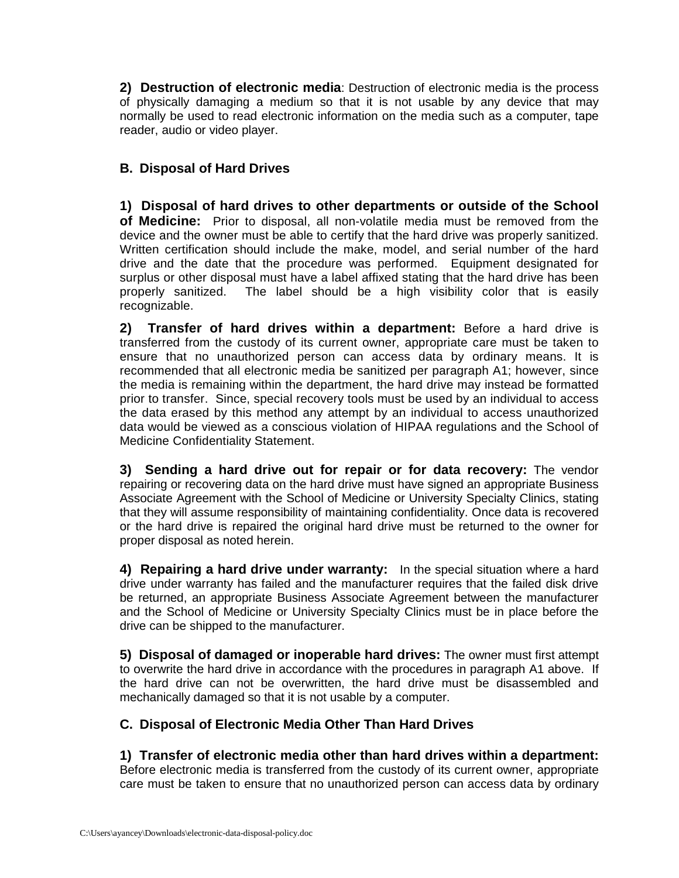**2) Destruction of electronic media**: Destruction of electronic media is the process of physically damaging a medium so that it is not usable by any device that may normally be used to read electronic information on the media such as a computer, tape reader, audio or video player.

### B. Disposal of Hard Drives

**1) Disposal of hard drives to other departments or outside of the School of Medicine:** Prior to disposal, all non-volatile media must be removed from the device and the owner must be able to certify that the hard drive was properly sanitized. Written certification should include the make, model, and serial number of the hard drive and the date that the procedure was performed. Equipment designated for surplus or other disposal must have a label affixed stating that the hard drive has been properly sanitized. The label should be a high visibility color that is easily recognizable.

**2) Transfer of hard drives within a department:** Before a hard drive is transferred from the custody of its current owner, appropriate care must be taken to ensure that no unauthorized person can access data by ordinary means. It is recommended that all electronic media be sanitized per paragraph A1; however, since the media is remaining within the department, the hard drive may instead be formatted prior to transfer. Since, special recovery tools must be used by an individual to access the data erased by this method any attempt by an individual to access unauthorized data would be viewed as a conscious violation of HIPAA regulations and the School of Medicine Confidentiality Statement.

**3) Sending a hard drive out for repair or for data recovery:** The vendor repairing or recovering data on the hard drive must have signed an appropriate Business Associate Agreement with the School of Medicine or University Specialty Clinics, stating that they will assume responsibility of maintaining confidentiality. Once data is recovered or the hard drive is repaired the original hard drive must be returned to the owner for proper disposal as noted herein.

**4) Repairing a hard drive under warranty:** In the special situation where a hard drive under warranty has failed and the manufacturer requires that the failed disk drive be returned, an appropriate Business Associate Agreement between the manufacturer and the School of Medicine or University Specialty Clinics must be in place before the drive can be shipped to the manufacturer.

**5) Disposal of damaged or inoperable hard drives:** The owner must first attempt to overwrite the hard drive in accordance with the procedures in paragraph A1 above. If the hard drive can not be overwritten, the hard drive must be disassembled and mechanically damaged so that it is not usable by a computer.

### C. Disposal of Electronic Media Other Than Hard Drives

**1) Transfer of electronic media other than hard drives within a department:** Before electronic media is transferred from the custody of its current owner, appropriate care must be taken to ensure that no unauthorized person can access data by ordinary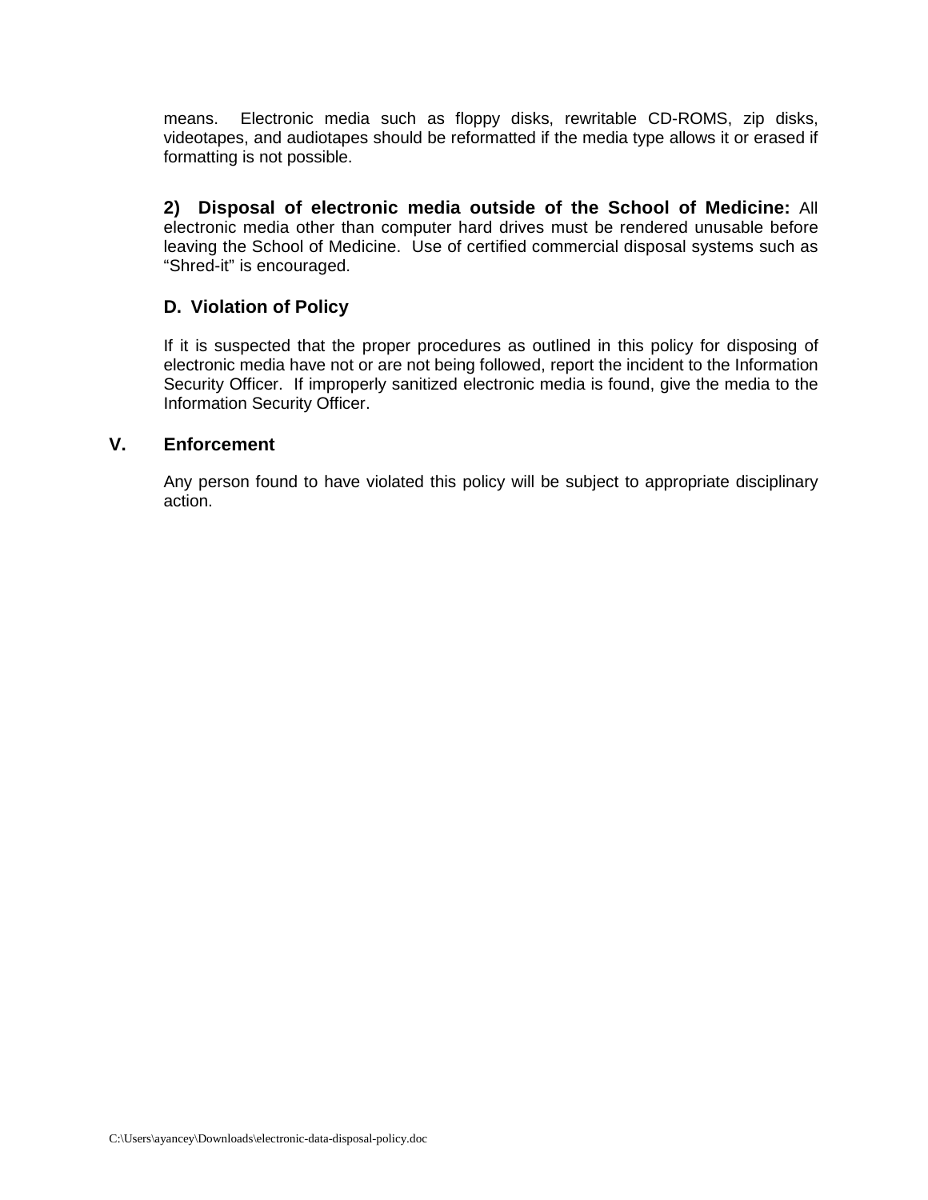means. Electronic media such as floppy disks, rewritable CD-ROMS, zip disks, videotapes, and audiotapes should be reformatted if the media type allows it or erased if formatting is not possible.

**2) Disposal of electronic media outside of the School of Medicine:** All electronic media other than computer hard drives must be rendered unusable before leaving the School of Medicine. Use of certified commercial disposal systems such as “Shred-it” is encouraged.

### D. Violation of Policy

If it is suspected that the proper procedures as outlined in this policy for disposing of electronic media have not or are not being followed, report the incident to the Information Security Officer. If improperly sanitized electronic media is found, give the media to the Information Security Officer.

## V. Enforcement

Any person found to have violated this policy will be subject to appropriate disciplinary action.